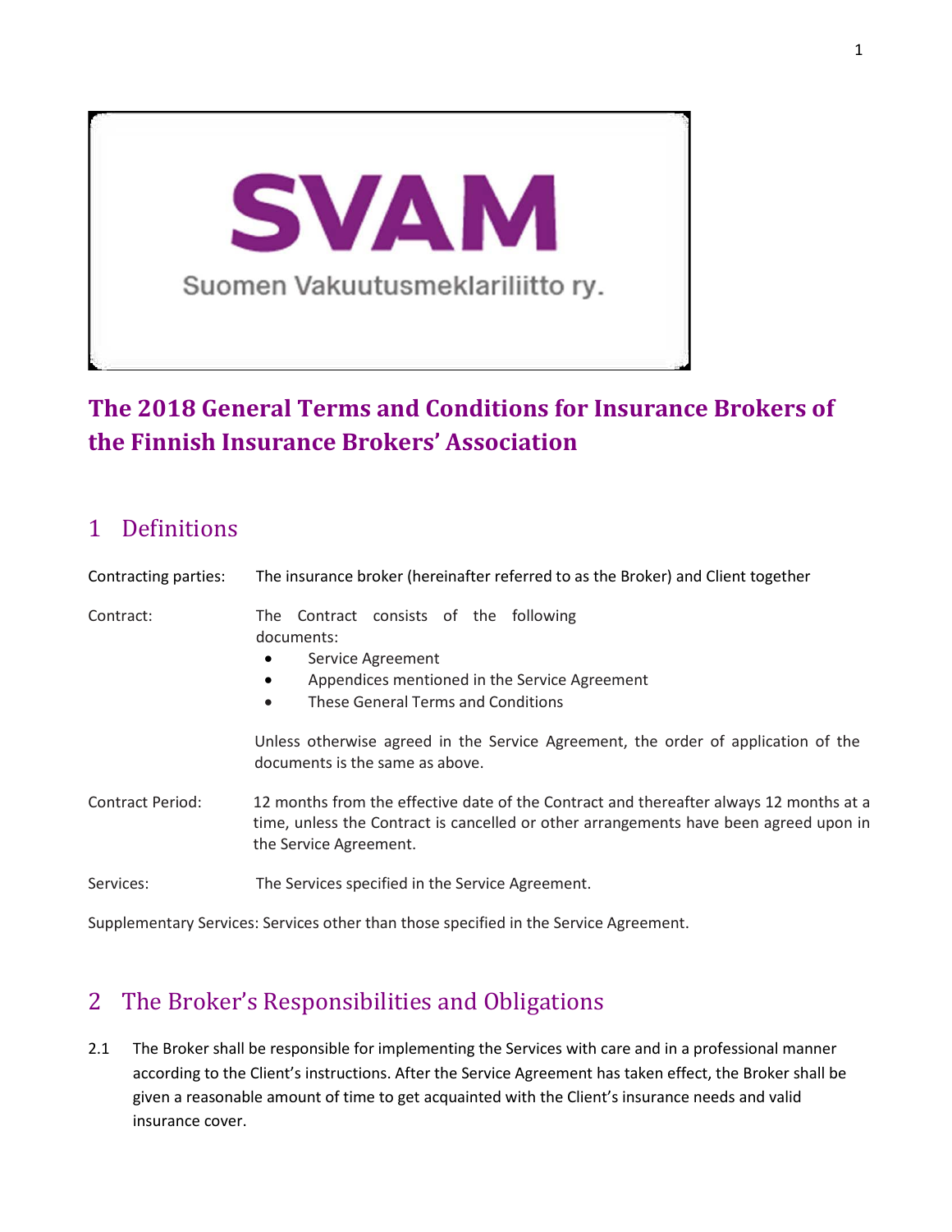SVAM

Suomen Vakuutusmeklariliitto ry.

# The 2018 General Terms and Conditions for Insurance Brokers of the Finnish Insurance Brokers' Association

## 1 Definitions

Contracting parties: The insurance broker (hereinafter referred to as the Broker) and Client together

Contract: The Contract consists of the following documents:

- Service Agreement
- Appendices mentioned in the Service Agreement
- These General Terms and Conditions

Unless otherwise agreed in the Service Agreement, the order of application of the documents is the same as above.

Contract Period: 12 months from the effective date of the Contract and thereafter always 12 months at a time, unless the Contract is cancelled or other arrangements have been agreed upon in the Service Agreement.

Services: The Services specified in the Service Agreement.

Supplementary Services: Services other than those specified in the Service Agreement.

## 2 The Broker's Responsibilities and Obligations

2.1 The Broker shall be responsible for implementing the Services with care and in a professional manner according to the Client's instructions. After the Service Agreement has taken effect, the Broker shall be given a reasonable amount of time to get acquainted with the Client's insurance needs and valid insurance cover.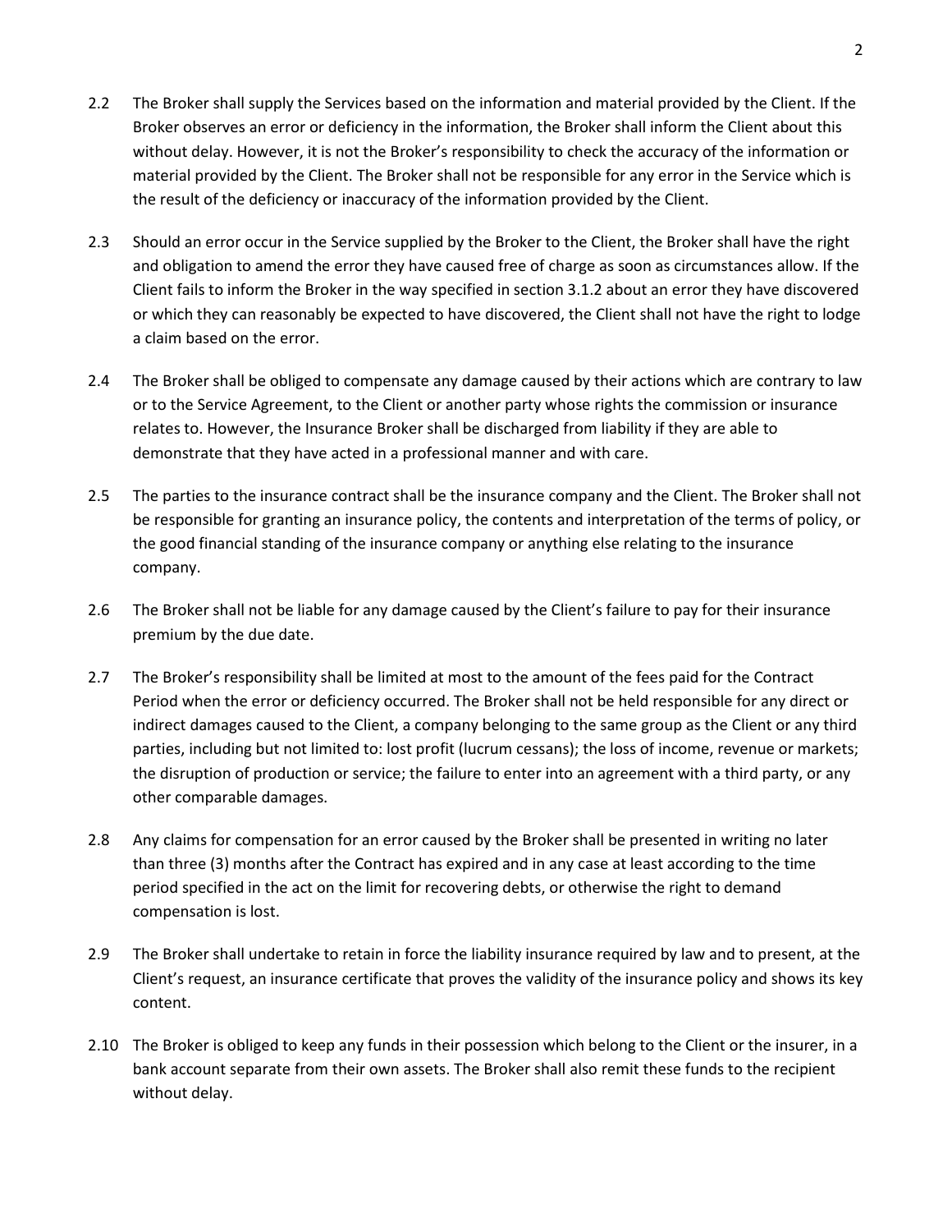2.2 The Broker shall supply the Services based on the information and material provided by the Client. If the Broker observes an error or deficiency in the information, the Broker shall inform the Client about this without delay. However, it is not the Broker's responsibility to check the accuracy of the information or material provided by the Client. The Broker shall not be responsible for any error in the Service which is the result of the deficiency or inaccuracy of the information provided by the Client.

2.3 Should an error occur in the Service supplied by the Broker to the Client, the Broker shall have the right and obligation to amend the error they have caused free of charge as soon as circumstances allow. If the Client fails to inform the Broker in the way specified in section 3.1.2 about an error they have discovered or which they can reasonably be expected to have discovered, the Client shall not have the right to lodge a claim based on the error.

2.4 The Broker shall be obliged to compensate any damage caused by their actions which are contrary to law or to the Service Agreement, to the Client or another party whose rights the commission or insurance relates to. However, the Insurance Broker shall be discharged from liability if they are able to demonstrate that they have acted in a professional manner and with care.

2.5 The parties to the insurance contract shall be the insurance company and the Client. The Broker shall not be responsible for granting an insurance policy, the contents and interpretation of the terms of policy, or the good financial standing of the insurance company or anything else relating to the insurance company.

2.6 The Broker shall not be liable for any damage caused by the Client's failure to pay for their insurance premium by the due date.

2.7 The Broker's responsibility shall be limited at most to the amount of the fees paid for the Contract Period when the error or deficiency occurred. The Broker shall not be held responsible for any direct or indirect damages caused to the Client, a company belonging to the same group as the Client or any third parties, including but not limited to: lost profit (lucrum cessans); the loss of income, revenue or markets; the disruption of production or service; the failure to enter into an agreement with a third party, or any other comparable damages.

2.8 Any claims for compensation for an error caused by the Broker shall be presented in writing no later than three (3) months after the Contract has expired and in any case at least according to the time period specified in the act on the limit for recovering debts, or otherwise the right to demand compensation is lost.

2.9 The Broker shall undertake to retain in force the liability insurance required by law and to present, at the Client's request, an insurance certificate that proves the validity of the insurance policy and shows its key content.

2.10 The Broker is obliged to keep any funds in their possession which belong to the Client or the insurer, in a bank account separate from their own assets. The Broker shall also remit these funds to the recipient without delay.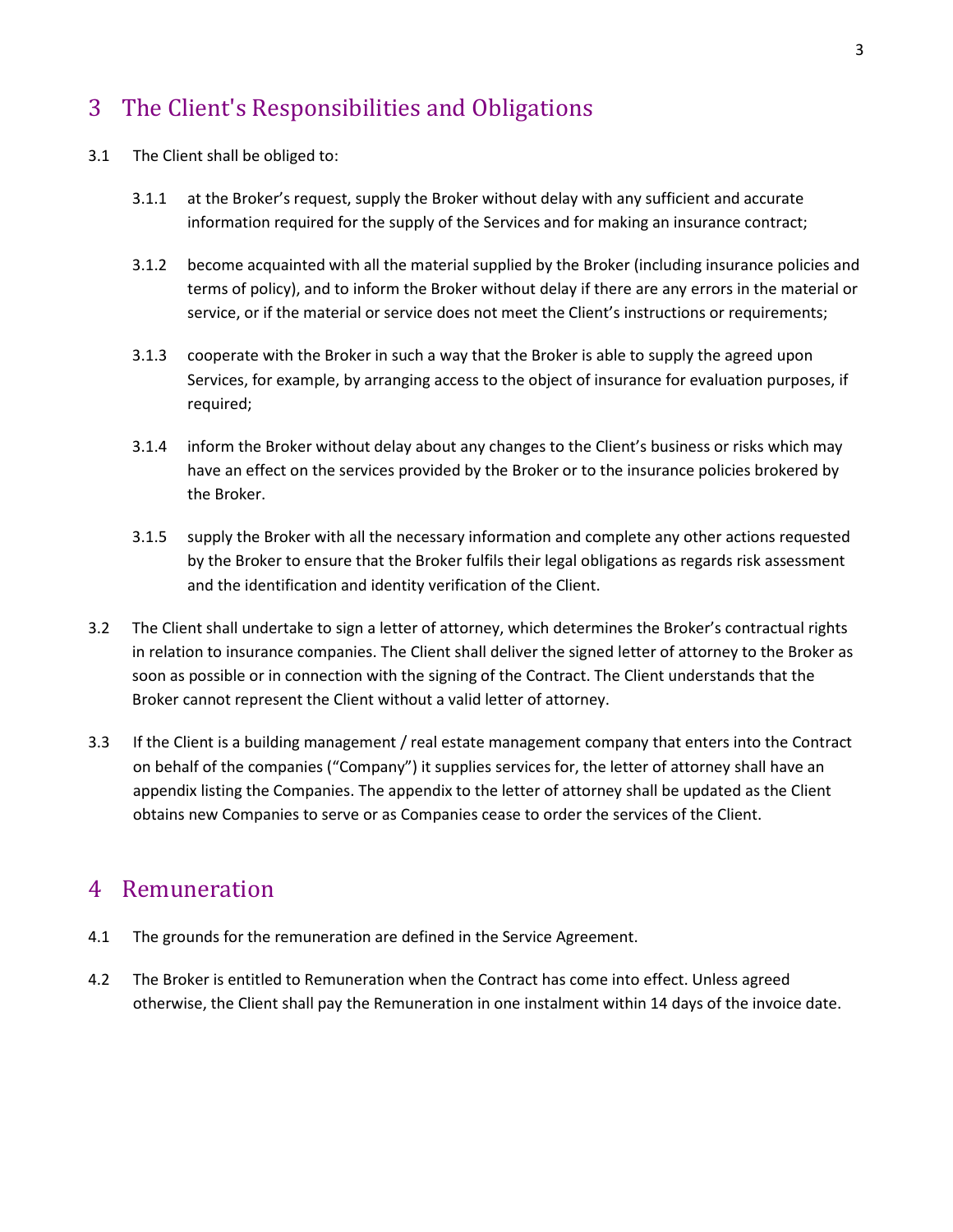## 3 The Client's Responsibilities and Obligations

3.1 The Client shall be obliged to:

3.1.1 at the Broker's request, supply the Broker without delay with any sufficient and accurate information required for the supply of the Services and for making an insurance contract;

3.1.2 become acquainted with all the material supplied by the Broker (including insurance policies and terms of policy), and to inform the Broker without delay if there are any errors in the material or service, or if the material or service does not meet the Client's instructions or requirements;

3.1.3 cooperate with the Broker in such a way that the Broker is able to supply the agreed upon Services, for example, by arranging access to the object of insurance for evaluation purposes, if required;

3.1.4 inform the Broker without delay about any changes to the Client's business or risks which may have an effect on the services provided by the Broker or to the insurance policies brokered by the Broker.

3.1.5 supply the Broker with all the necessary information and complete any other actions requested by the Broker to ensure that the Broker fulfils their legal obligations as regards risk assessment and the identification and identity verification of the Client.

3.2 The Client shall undertake to sign a letter of attorney, which determines the Broker's contractual rights in relation to insurance companies. The Client shall deliver the signed letter of attorney to the Broker as soon as possible or in connection with the signing of the Contract. The Client understands that the Broker cannot represent the Client without a valid letter of attorney.

3.3 If the Client is a building management / real estate management company that enters into the Contract on behalf of the companies ("Company") it supplies services for, the letter of attorney shall have an appendix listing the Companies. The appendix to the letter of attorney shall be updated as the Client obtains new Companies to serve or as Companies cease to order the services of the Client.

## 4 Remuneration

4.1 The grounds for the remuneration are defined in the Service Agreement.

4.2 The Broker is entitled to Remuneration when the Contract has come into effect. Unless agreed otherwise, the Client shall pay the Remuneration in one instalment within 14 days of the invoice date.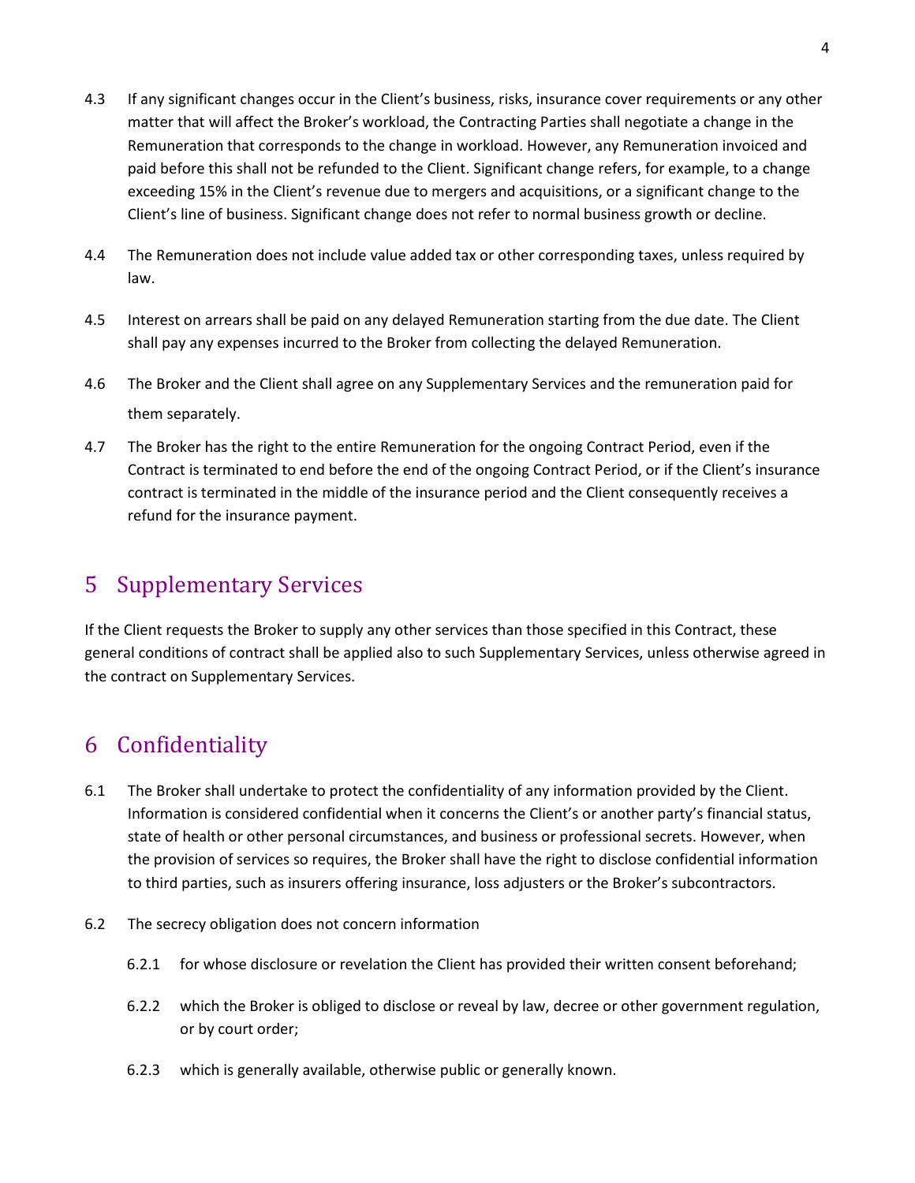4.3 If any significant changes occur in the Client's business, risks, insurance cover requirements or any other matter that will affect the Broker's workload, the Contracting Parties shall negotiate a change in the Remuneration that corresponds to the change in workload. However, any Remuneration invoiced and paid before this shall not be refunded to the Client. Significant change refers, for example, to a change exceeding 15% in the Client's revenue due to mergers and acquisitions, or a significant change to the Client's line of business. Significant change does not refer to normal business growth or decline.

4.4 The Remuneration does not include value added tax or other corresponding taxes, unless required by law.

4.5 Interest on arrears shall be paid on any delayed Remuneration starting from the due date. The Client shall pay any expenses incurred to the Broker from collecting the delayed Remuneration.

4.6 The Broker and the Client shall agree on any Supplementary Services and the remuneration paid for them separately.

4.7 The Broker has the right to the entire Remuneration for the ongoing Contract Period, even if the Contract is terminated to end before the end of the ongoing Contract Period, or if the Client's insurance contract is terminated in the middle of the insurance period and the Client consequently receives a refund for the insurance payment.

# 5 Supplementary Services

If the Client requests the Broker to supply any other services than those specified in this Contract, these general conditions of contract shall be applied also to such Supplementary Services, unless otherwise agreed in the contract on Supplementary Services.

# 6 Confidentiality

6.1 The Broker shall undertake to protect the confidentiality of any information provided by the Client. Information is considered confidential when it concerns the Client's or another party's financial status, state of health or other personal circumstances, and business or professional secrets. However, when the provision of services so requires, the Broker shall have the right to disclose confidential information to third parties, such as insurers offering insurance, loss adjusters or the Broker's subcontractors.

6.2 The secrecy obligation does not concern information

- 6.2.1 for whose disclosure or revelation the Client has provided their written consent beforehand;
- 6.2.2 which the Broker is obliged to disclose or reveal by law, decree or other government regulation, or by court order;
- 6.2.3 which is generally available, otherwise public or generally known.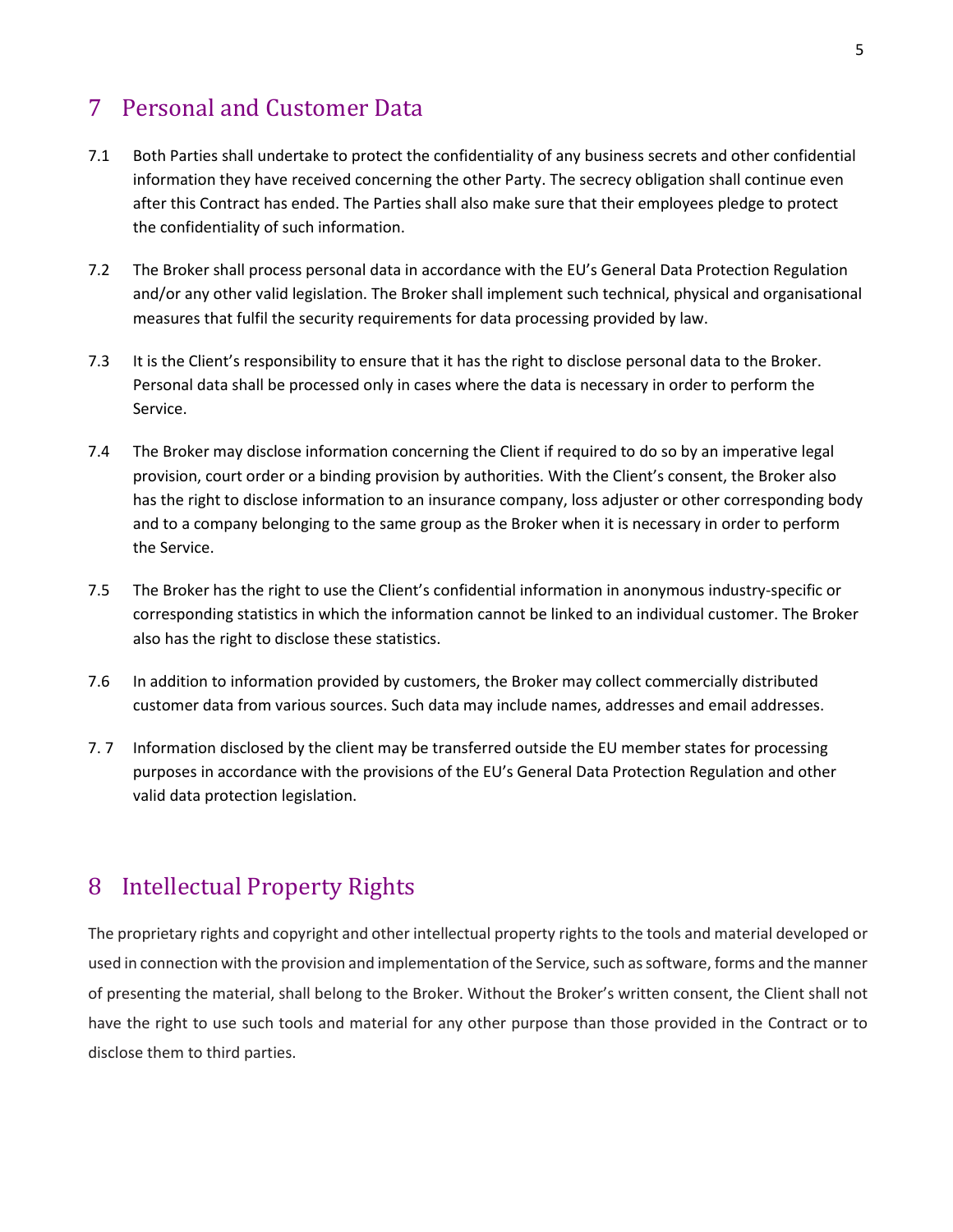# 7 Personal and Customer Data

7.1 Both Parties shall undertake to protect the confidentiality of any business secrets and other confidential information they have received concerning the other Party. The secrecy obligation shall continue even after this Contract has ended. The Parties shall also make sure that their employees pledge to protect the confidentiality of such information.

7.2 The Broker shall process personal data in accordance with the EU's General Data Protection Regulation and/or any other valid legislation. The Broker shall implement such technical, physical and organisational measures that fulfil the security requirements for data processing provided by law.

7.3 It is the Client's responsibility to ensure that it has the right to disclose personal data to the Broker. Personal data shall be processed only in cases where the data is necessary in order to perform the Service.

7.4 The Broker may disclose information concerning the Client if required to do so by an imperative legal provision, court order or a binding provision by authorities. With the Client's consent, the Broker also has the right to disclose information to an insurance company, loss adjuster or other corresponding body and to a company belonging to the same group as the Broker when it is necessary in order to perform the Service.

7.5 The Broker has the right to use the Client's confidential information in anonymous industry-specific or corresponding statistics in which the information cannot be linked to an individual customer. The Broker also has the right to disclose these statistics.

7.6 In addition to information provided by customers, the Broker may collect commercially distributed customer data from various sources. Such data may include names, addresses and email addresses.

7. 7 Information disclosed by the client may be transferred outside the EU member states for processing purposes in accordance with the provisions of the EU's General Data Protection Regulation and other valid data protection legislation.

# 8 Intellectual Property Rights

The proprietary rights and copyright and other intellectual property rights to the tools and material developed or used in connection with the provision and implementation of the Service, such as software, forms and the manner of presenting the material, shall belong to the Broker. Without the Broker's written consent, the Client shall not have the right to use such tools and material for any other purpose than those provided in the Contract or to disclose them to third parties.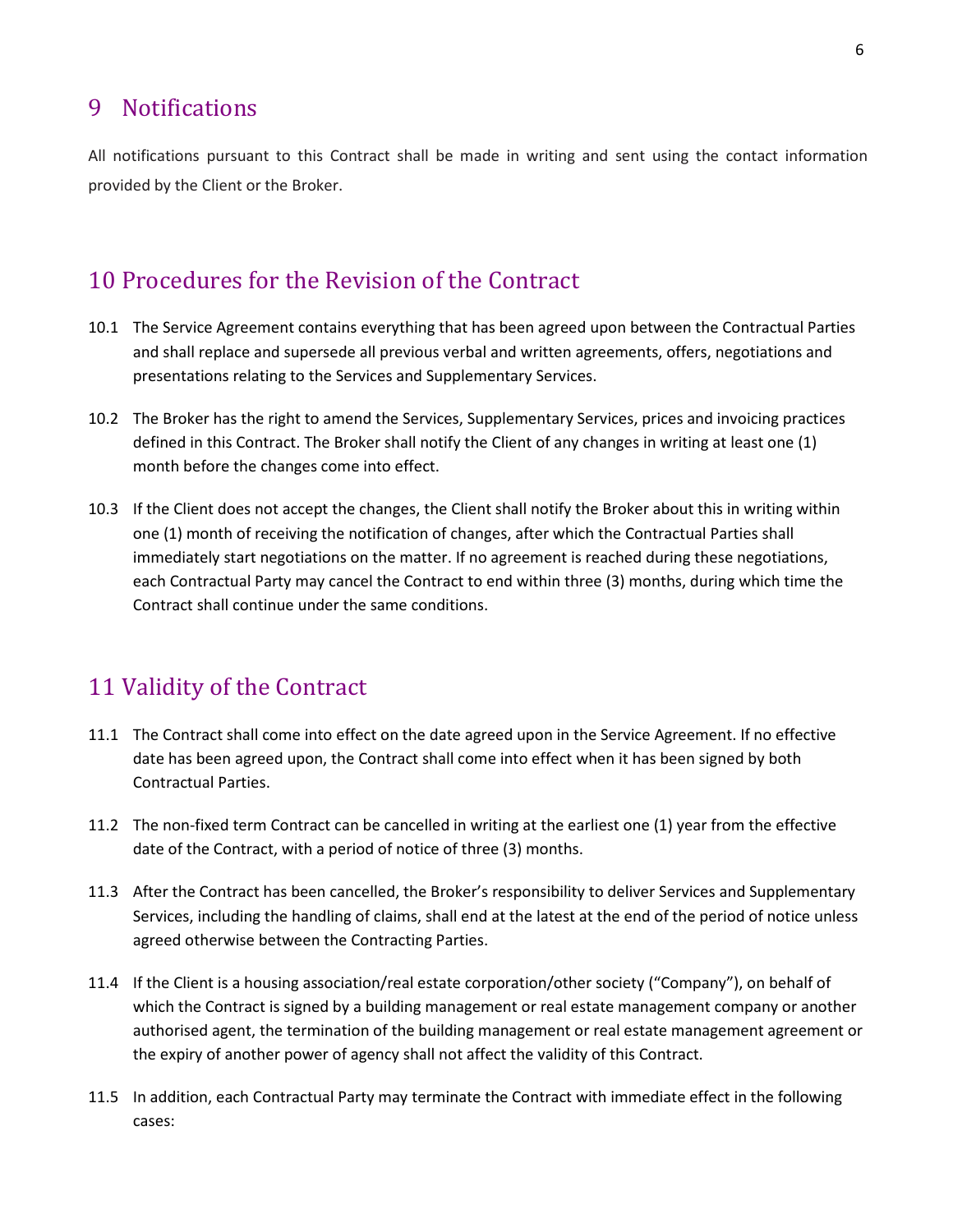## 9 Notifications

All notifications pursuant to this Contract shall be made in writing and sent using the contact information provided by the Client or the Broker.

## 10 Procedures for the Revision of the Contract

10.1 The Service Agreement contains everything that has been agreed upon between the Contractual Parties and shall replace and supersede all previous verbal and written agreements, offers, negotiations and presentations relating to the Services and Supplementary Services.

10.2 The Broker has the right to amend the Services, Supplementary Services, prices and invoicing practices defined in this Contract. The Broker shall notify the Client of any changes in writing at least one (1) month before the changes come into effect.

10.3 If the Client does not accept the changes, the Client shall notify the Broker about this in writing within one (1) month of receiving the notification of changes, after which the Contractual Parties shall immediately start negotiations on the matter. If no agreement is reached during these negotiations, each Contractual Party may cancel the Contract to end within three (3) months, during which time the Contract shall continue under the same conditions.

## 11 Validity of the Contract

11.1 The Contract shall come into effect on the date agreed upon in the Service Agreement. If no effective date has been agreed upon, the Contract shall come into effect when it has been signed by both Contractual Parties.

11.2 The non-fixed term Contract can be cancelled in writing at the earliest one (1) year from the effective date of the Contract, with a period of notice of three (3) months.

11.3 After the Contract has been cancelled, the Broker's responsibility to deliver Services and Supplementary Services, including the handling of claims, shall end at the latest at the end of the period of notice unless agreed otherwise between the Contracting Parties.

11.4 If the Client is a housing association/real estate corporation/other society ("Company"), on behalf of which the Contract is signed by a building management or real estate management company or another authorised agent, the termination of the building management or real estate management agreement or the expiry of another power of agency shall not affect the validity of this Contract.

11.5 In addition, each Contractual Party may terminate the Contract with immediate effect in the following cases: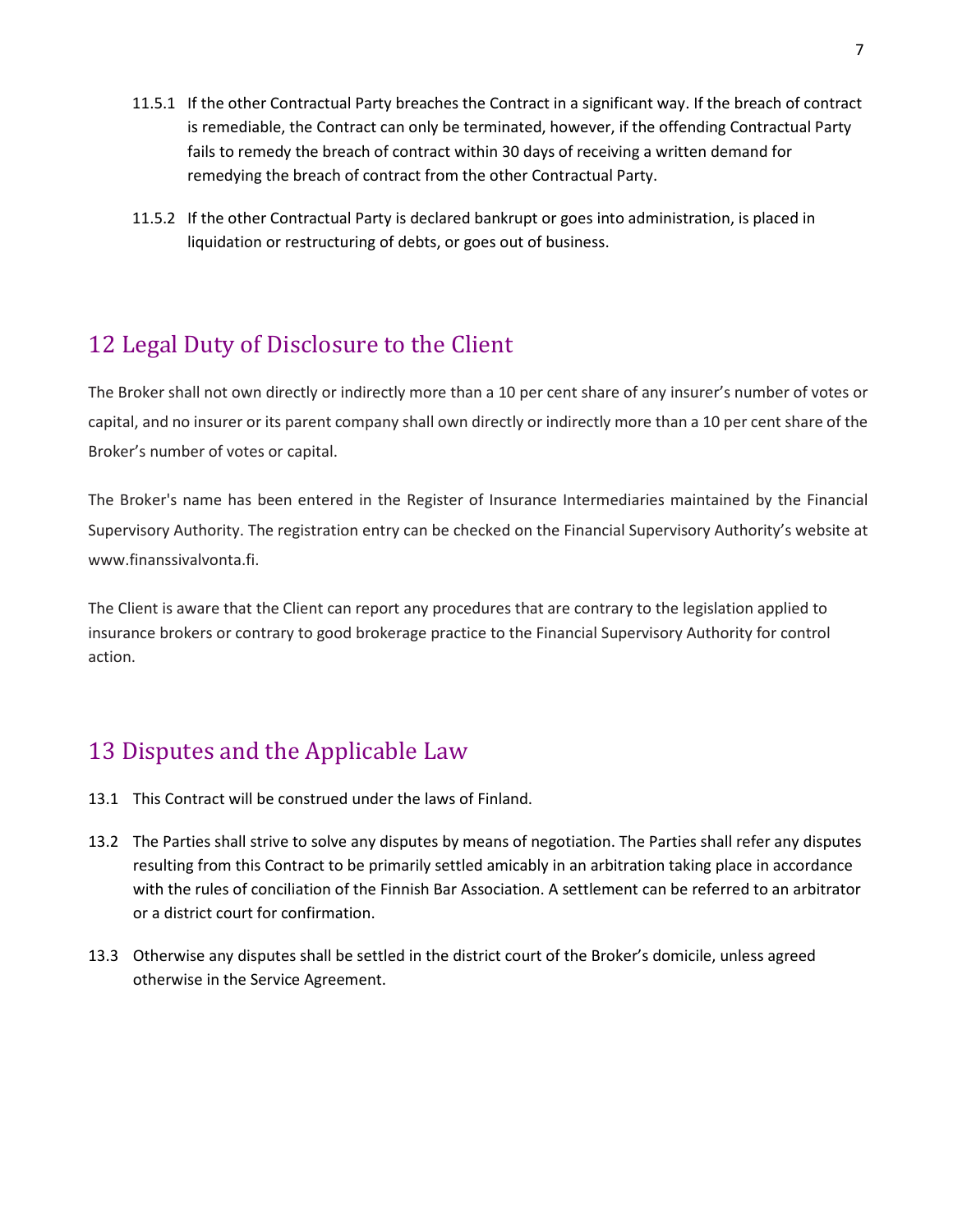11.5.1 If the other Contractual Party breaches the Contract in a significant way. If the breach of contract is remediable, the Contract can only be terminated, however, if the offending Contractual Party fails to remedy the breach of contract within 30 days of receiving a written demand for remedying the breach of contract from the other Contractual Party.

11.5.2 If the other Contractual Party is declared bankrupt or goes into administration, is placed in liquidation or restructuring of debts, or goes out of business.

## 12 Legal Duty of Disclosure to the Client

The Broker shall not own directly or indirectly more than a 10 per cent share of any insurer's number of votes or capital, and no insurer or its parent company shall own directly or indirectly more than a 10 per cent share of the Broker's number of votes or capital.

The Broker's name has been entered in the Register of Insurance Intermediaries maintained by the Financial Supervisory Authority. The registration entry can be checked on the Financial Supervisory Authority's website at www.finanssivalvonta.fi.

The Client is aware that the Client can report any procedures that are contrary to the legislation applied to insurance brokers or contrary to good brokerage practice to the Financial Supervisory Authority for control action.

## 13 Disputes and the Applicable Law

13.1 This Contract will be construed under the laws of Finland.

13.2 The Parties shall strive to solve any disputes by means of negotiation. The Parties shall refer any disputes resulting from this Contract to be primarily settled amicably in an arbitration taking place in accordance with the rules of conciliation of the Finnish Bar Association. A settlement can be referred to an arbitrator or a district court for confirmation.

13.3 Otherwise any disputes shall be settled in the district court of the Broker's domicile, unless agreed otherwise in the Service Agreement.